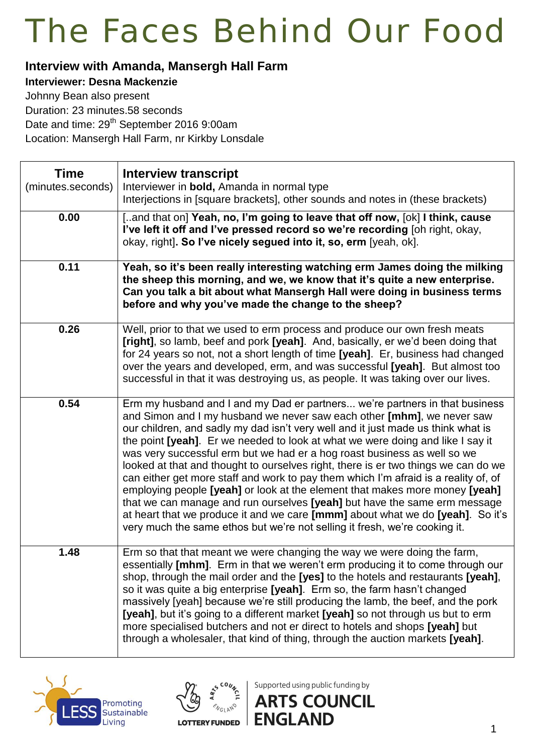# The Faces Behind Our Food

**Interview with Amanda, Mansergh Hall Farm**

**Interviewer: Desna Mackenzie**

Johnny Bean also present

Duration: 23 minutes.58 seconds

Date and time: 29th September 2016 9:00am

Location: Mansergh Hall Farm, nr Kirkby Lonsdale

| **Time** (minutes.seconds) | **Interview transcript** Interviewer in **bold,** Amanda in normal type Interjections in [square brackets], other sounds and notes in (these brackets) |
|---|---|
| **0.00** | [..and that on] **Yeah, no, I'm going to leave that off now,** [ok] **I think, cause I've left it off and I've pressed record so we're recording** [oh right, okay, okay, right]**. So I've nicely segued into it, so, erm** [yeah, ok]. |
| **0.11** | **Yeah, so it's been really interesting watching erm James doing the milking the sheep this morning, and we, we know that it's quite a new enterprise. Can you talk a bit about what Mansergh Hall were doing in business terms before and why you've made the change to the sheep?** |
| **0.26** | Well, prior to that we used to erm process and produce our own fresh meats **[right]**, so lamb, beef and pork **[yeah]**. And, basically, er we'd been doing that for 24 years so not, not a short length of time **[yeah]**. Er, business had changed over the years and developed, erm, and was successful **[yeah]**. But almost too successful in that it was destroying us, as people. It was taking over our lives. |
| **0.54** | Erm my husband and I and my Dad er partners... we're partners in that business and Simon and I my husband we never saw each other **[mhm]**, we never saw our children, and sadly my dad isn't very well and it just made us think what is the point **[yeah]**. Er we needed to look at what we were doing and like I say it was very successful erm but we had er a hog roast business as well so we looked at that and thought to ourselves right, there is er two things we can do we can either get more staff and work to pay them which I'm afraid is a reality of, of employing people **[yeah]** or look at the element that makes more money **[yeah]** that we can manage and run ourselves **[yeah]** but have the same erm message at heart that we produce it and we care **[mmm]** about what we do **[yeah]**. So it's very much the same ethos but we're not selling it fresh, we're cooking it. |
| **1.48** | Erm so that that meant we were changing the way we were doing the farm, essentially **[mhm]**. Erm in that we weren't erm producing it to come through our shop, through the mail order and the **[yes]** to the hotels and restaurants **[yeah]**, so it was quite a big enterprise **[yeah]**. Erm so, the farm hasn't changed massively [yeah] because we're still producing the lamb, the beef, and the pork **[yeah]**, but it's going to a different market **[yeah]** so not through us but to erm more specialised butchers and not er direct to hotels and shops **[yeah]** but through a wholesaler, that kind of thing, through the auction markets **[yeah]**. |

LESS Promoting Sustainable Living

LOTTERY FUNDED

Supported using public funding by ARTS COUNCIL ENGLAND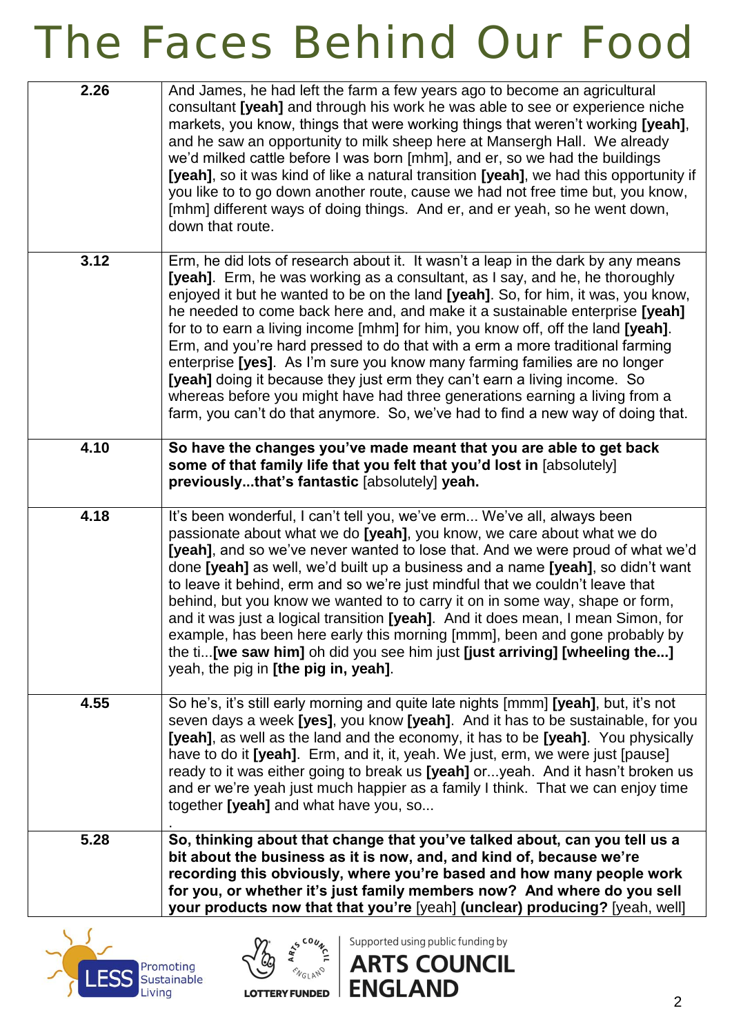# The Faces Behind Our Food

| | |
|---|---|
| 2.26 | And James, he had left the farm a few years ago to become an agricultural consultant **[yeah]** and through his work he was able to see or experience niche markets, you know, things that were working things that weren't working **[yeah]**, and he saw an opportunity to milk sheep here at Mansergh Hall. We already we'd milked cattle before I was born [mhm], and er, so we had the buildings **[yeah]**, so it was kind of like a natural transition **[yeah]**, we had this opportunity if you like to to go down another route, cause we had not free time but, you know, [mhm] different ways of doing things. And er, and er yeah, so he went down, down that route. |
| 3.12 | Erm, he did lots of research about it. It wasn't a leap in the dark by any means **[yeah]**. Erm, he was working as a consultant, as I say, and he, he thoroughly enjoyed it but he wanted to be on the land **[yeah]**. So, for him, it was, you know, he needed to come back here and, and make it a sustainable enterprise **[yeah]** for to to earn a living income [mhm] for him, you know off, off the land **[yeah]**. Erm, and you're hard pressed to do that with a erm a more traditional farming enterprise **[yes]**. As I'm sure you know many farming families are no longer **[yeah]** doing it because they just erm they can't earn a living income. So whereas before you might have had three generations earning a living from a farm, you can't do that anymore. So, we've had to find a new way of doing that. |
| 4.10 | **So have the changes you've made meant that you are able to get back some of that family life that you felt that you'd lost in** [absolutely] **previously...that's fantastic** [absolutely] **yeah.** |
| 4.18 | It's been wonderful, I can't tell you, we've erm... We've all, always been passionate about what we do **[yeah]**, you know, we care about what we do **[yeah]**, and so we've never wanted to lose that. And we were proud of what we'd done **[yeah]** as well, we'd built up a business and a name **[yeah]**, so didn't want to leave it behind, erm and so we're just mindful that we couldn't leave that behind, but you know we wanted to to carry it on in some way, shape or form, and it was just a logical transition **[yeah]**. And it does mean, I mean Simon, for example, has been here early this morning [mmm], been and gone probably by the ti...**[we saw him]** oh did you see him just **[just arriving] [wheeling the...]** yeah, the pig in **[the pig in, yeah]**. |
| 4.55 | So he's, it's still early morning and quite late nights [mmm] **[yeah]**, but, it's not seven days a week **[yes]**, you know **[yeah]**. And it has to be sustainable, for you **[yeah]**, as well as the land and the economy, it has to be **[yeah]**. You physically have to do it **[yeah]**. Erm, and it, it, yeah. We just, erm, we were just [pause] ready to it was either going to break us **[yeah]** or...yeah. And it hasn't broken us and er we're yeah just much happier as a family I think. That we can enjoy time together **[yeah]** and what have you, so... . |
| 5.28 | **So, thinking about that change that you've talked about, can you tell us a bit about the business as it is now, and, and kind of, because we're recording this obviously, where you're based and how many people work for you, or whether it's just family members now? And where do you sell your products now that that you're** [yeah] **(unclear) producing?** [yeah, well] |

Promoting Sustainable Living

Supported using public funding by ARTS COUNCIL ENGLAND

LOTTERY FUNDED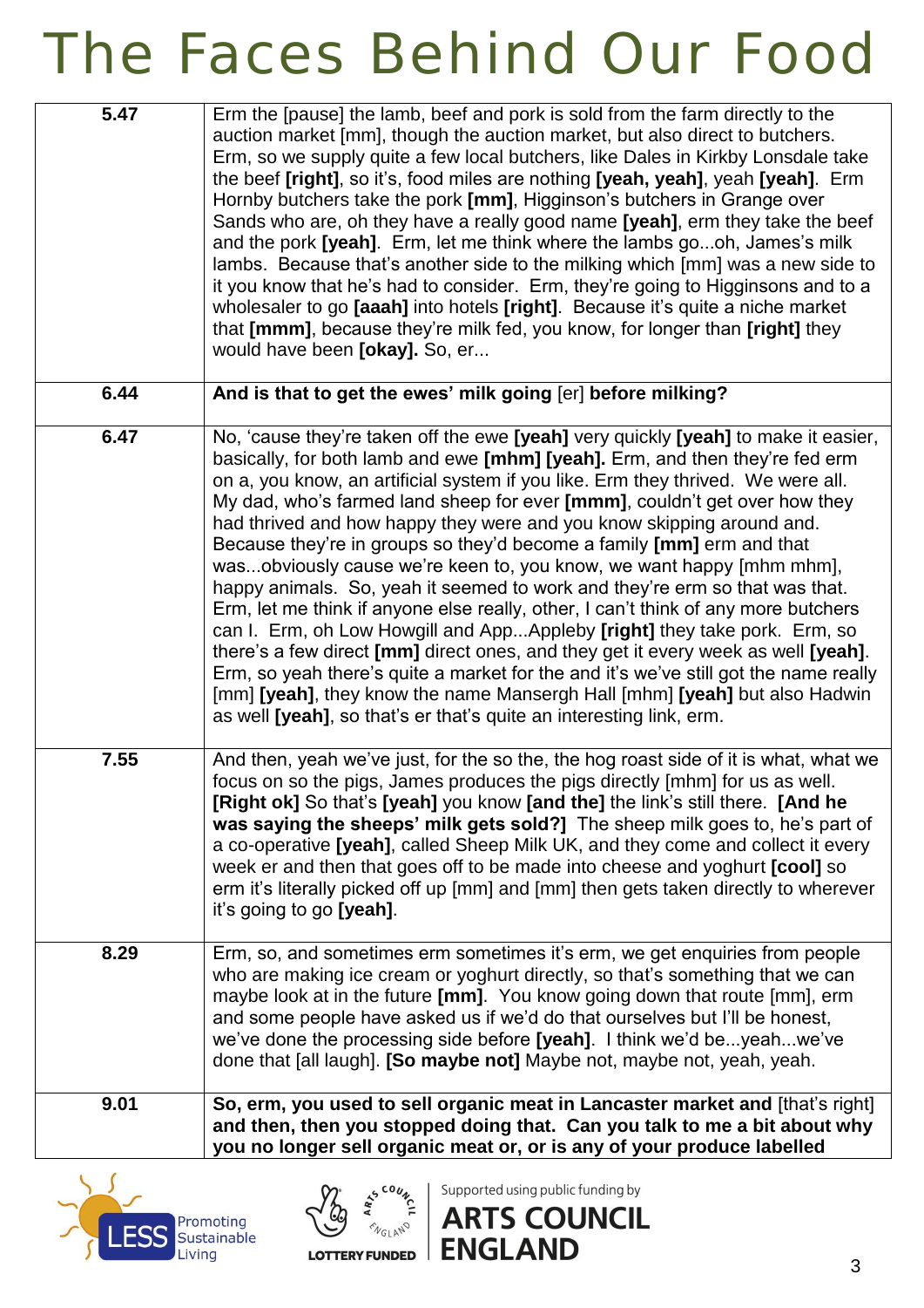| | |
|---|---|
| 5.47 | Erm the [pause] the lamb, beef and pork is sold from the farm directly to the auction market [mm], though the auction market, but also direct to butchers. Erm, so we supply quite a few local butchers, like Dales in Kirkby Lonsdale take the beef **[right]**, so it's, food miles are nothing **[yeah, yeah]**, yeah **[yeah]**. Erm Hornby butchers take the pork **[mm]**, Higginson's butchers in Grange over Sands who are, oh they have a really good name **[yeah]**, erm they take the beef and the pork **[yeah]**. Erm, let me think where the lambs go...oh, James's milk lambs. Because that's another side to the milking which [mm] was a new side to it you know that he's had to consider. Erm, they're going to Higginsons and to a wholesaler to go **[aaah]** into hotels **[right]**. Because it's quite a niche market that **[mmm]**, because they're milk fed, you know, for longer than **[right]** they would have been **[okay].** So, er... |
| 6.44 | **And is that to get the ewes' milk going** [er] **before milking?** |
| 6.47 | No, 'cause they're taken off the ewe **[yeah]** very quickly **[yeah]** to make it easier, basically, for both lamb and ewe **[mhm] [yeah].** Erm, and then they're fed erm on a, you know, an artificial system if you like. Erm they thrived. We were all. My dad, who's farmed land sheep for ever **[mmm]**, couldn't get over how they had thrived and how happy they were and you know skipping around and. Because they're in groups so they'd become a family **[mm]** erm and that was...obviously cause we're keen to, you know, we want happy [mhm mhm], happy animals. So, yeah it seemed to work and they're erm so that was that. Erm, let me think if anyone else really, other, I can't think of any more butchers can I. Erm, oh Low Howgill and App...Appleby **[right]** they take pork. Erm, so there's a few direct **[mm]** direct ones, and they get it every week as well **[yeah]**. Erm, so yeah there's quite a market for the and it's we've still got the name really [mm] **[yeah]**, they know the name Mansergh Hall [mhm] **[yeah]** but also Hadwin as well **[yeah]**, so that's er that's quite an interesting link, erm. |
| 7.55 | And then, yeah we've just, for the so the, the hog roast side of it is what, what we focus on so the pigs, James produces the pigs directly [mhm] for us as well. **[Right ok]** So that's **[yeah]** you know **[and the]** the link's still there. **[And he was saying the sheeps' milk gets sold?]** The sheep milk goes to, he's part of a co-operative **[yeah]**, called Sheep Milk UK, and they come and collect it every week er and then that goes off to be made into cheese and yoghurt **[cool]** so erm it's literally picked off up [mm] and [mm] then gets taken directly to wherever it's going to go **[yeah]**. |
| 8.29 | Erm, so, and sometimes erm sometimes it's erm, we get enquiries from people who are making ice cream or yoghurt directly, so that's something that we can maybe look at in the future **[mm]**. You know going down that route [mm], erm and some people have asked us if we'd do that ourselves but I'll be honest, we've done the processing side before **[yeah]**. I think we'd be...yeah...we've done that [all laugh]. **[So maybe not]** Maybe not, maybe not, yeah, yeah. |
| 9.01 | **So, erm, you used to sell organic meat in Lancaster market and** [that's right] **and then, then you stopped doing that. Can you talk to me a bit about why you no longer sell organic meat or, or is any of your produce labelled** |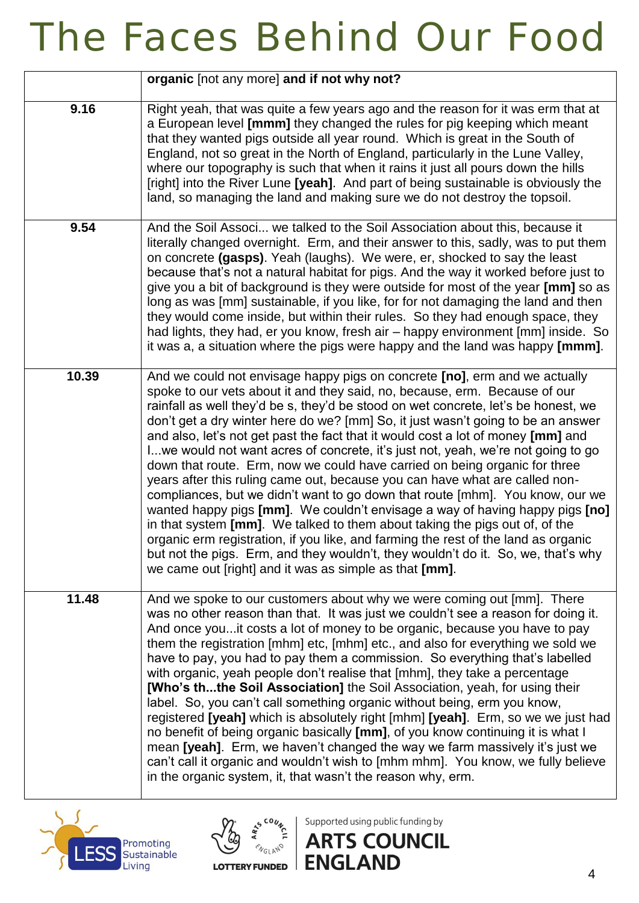# The Faces Behind Our Food

| | |
|---|---|
| | **organic** [not any more] **and if not why not?** |
| 9.16 | Right yeah, that was quite a few years ago and the reason for it was erm that at a European level **[mmm]** they changed the rules for pig keeping which meant that they wanted pigs outside all year round. Which is great in the South of England, not so great in the North of England, particularly in the Lune Valley, where our topography is such that when it rains it just all pours down the hills [right] into the River Lune **[yeah]**. And part of being sustainable is obviously the land, so managing the land and making sure we do not destroy the topsoil. |
| 9.54 | And the Soil Associ... we talked to the Soil Association about this, because it literally changed overnight. Erm, and their answer to this, sadly, was to put them on concrete **(gasps)**. Yeah (laughs). We were, er, shocked to say the least because that's not a natural habitat for pigs. And the way it worked before just to give you a bit of background is they were outside for most of the year **[mm]** so as long as was [mm] sustainable, if you like, for for not damaging the land and then they would come inside, but within their rules. So they had enough space, they had lights, they had, er you know, fresh air – happy environment [mm] inside. So it was a, a situation where the pigs were happy and the land was happy **[mmm]**. |
| 10.39 | And we could not envisage happy pigs on concrete **[no]**, erm and we actually spoke to our vets about it and they said, no, because, erm. Because of our rainfall as well they'd be s, they'd be stood on wet concrete, let's be honest, we don't get a dry winter here do we? [mm] So, it just wasn't going to be an answer and also, let's not get past the fact that it would cost a lot of money **[mm]** and I...we would not want acres of concrete, it's just not, yeah, we're not going to go down that route. Erm, now we could have carried on being organic for three years after this ruling came out, because you can have what are called non-compliances, but we didn't want to go down that route [mhm]. You know, our we wanted happy pigs **[mm]**. We couldn't envisage a way of having happy pigs **[no]** in that system **[mm]**. We talked to them about taking the pigs out of, of the organic erm registration, if you like, and farming the rest of the land as organic but not the pigs. Erm, and they wouldn't, they wouldn't do it. So, we, that's why we came out [right] and it was as simple as that **[mm]**. |
| 11.48 | And we spoke to our customers about why we were coming out [mm]. There was no other reason than that. It was just we couldn't see a reason for doing it. And once you...it costs a lot of money to be organic, because you have to pay them the registration [mhm] etc, [mhm] etc., and also for everything we sold we have to pay, you had to pay them a commission. So everything that's labelled with organic, yeah people don't realise that [mhm], they take a percentage **[Who's th...the Soil Association]** the Soil Association, yeah, for using their label. So, you can't call something organic without being, erm you know, registered **[yeah]** which is absolutely right [mhm] **[yeah]**. Erm, so we we just had no benefit of being organic basically **[mm]**, of you know continuing it is what I mean **[yeah]**. Erm, we haven't changed the way we farm massively it's just we can't call it organic and wouldn't wish to [mhm mhm]. You know, we fully believe in the organic system, it, that wasn't the reason why, erm. |

LESS Promoting Sustainable Living

Supported using public funding by ARTS COUNCIL ENGLAND — LOTTERY FUNDED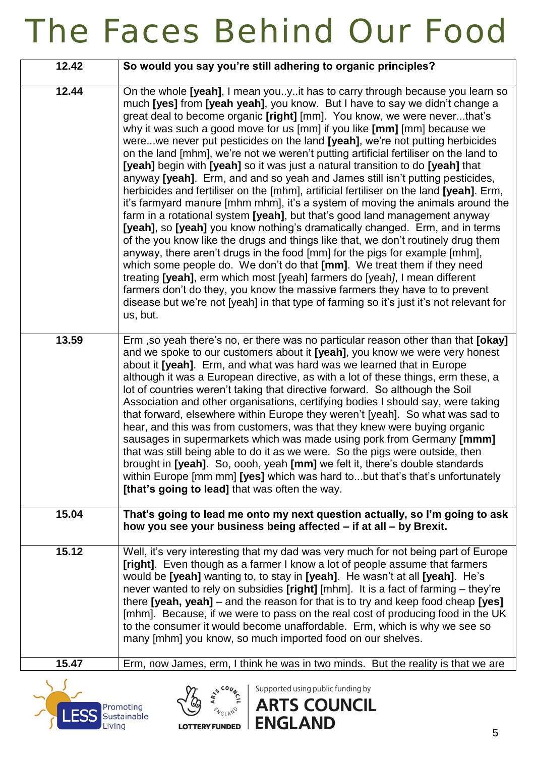| | |
|---|---|
| 12.42 | **So would you say you're still adhering to organic principles?** |
| 12.44 | On the whole **[yeah]**, I mean you..y..it has to carry through because you learn so much **[yes]** from **[yeah yeah]**, you know. But I have to say we didn't change a great deal to become organic **[right]** [mm]. You know, we were never...that's why it was such a good move for us [mm] if you like **[mm]** [mm] because we were...we never put pesticides on the land **[yeah]**, we're not putting herbicides on the land [mhm], we're not we weren't putting artificial fertiliser on the land to **[yeah]** begin with **[yeah]** so it was just a natural transition to do **[yeah]** that anyway **[yeah]**. Erm, and and so yeah and James still isn't putting pesticides, herbicides and fertiliser on the [mhm], artificial fertiliser on the land **[yeah]**. Erm, it's farmyard manure [mhm mhm], it's a system of moving the animals around the farm in a rotational system **[yeah]**, but that's good land management anyway **[yeah]**, so **[yeah]** you know nothing's dramatically changed. Erm, and in terms of the you know like the drugs and things like that, we don't routinely drug them anyway, there aren't drugs in the food [mm] for the pigs for example [mhm], which some people do. We don't do that **[mm]**. We treat them if they need treating **[yeah]**, erm which most [yeah] farmers do [yeah*]*, I mean different farmers don't do they, you know the massive farmers they have to to prevent disease but we're not [yeah] in that type of farming so it's just it's not relevant for us, but. |
| 13.59 | Erm ,so yeah there's no, er there was no particular reason other than that **[okay]** and we spoke to our customers about it **[yeah]**, you know we were very honest about it **[yeah]**. Erm, and what was hard was we learned that in Europe although it was a European directive, as with a lot of these things, erm these, a lot of countries weren't taking that directive forward. So although the Soil Association and other organisations, certifying bodies I should say, were taking that forward, elsewhere within Europe they weren't [yeah]. So what was sad to hear, and this was from customers, was that they knew were buying organic sausages in supermarkets which was made using pork from Germany **[mmm]** that was still being able to do it as we were. So the pigs were outside, then brought in **[yeah]**. So, oooh, yeah **[mm]** we felt it, there's double standards within Europe [mm mm] **[yes]** which was hard to...but that's that's unfortunately **[that's going to lead]** that was often the way. |
| 15.04 | **That's going to lead me onto my next question actually, so I'm going to ask how you see your business being affected – if at all – by Brexit.** |
| 15.12 | Well, it's very interesting that my dad was very much for not being part of Europe **[right]**. Even though as a farmer I know a lot of people assume that farmers would be **[yeah]** wanting to, to stay in **[yeah]**. He wasn't at all **[yeah]**. He's never wanted to rely on subsidies **[right]** [mhm]. It is a fact of farming – they're there **[yeah, yeah]** – and the reason for that is to try and keep food cheap **[yes]** [mhm]. Because, if we were to pass on the real cost of producing food in the UK to the consumer it would become unaffordable. Erm, which is why we see so many [mhm] you know, so much imported food on our shelves. |
| 15.47 | Erm, now James, erm, I think he was in two minds. But the reality is that we are |

Supported using public funding by ARTS COUNCIL ENGLAND

LOTTERY FUNDED

LESS Promoting Sustainable Living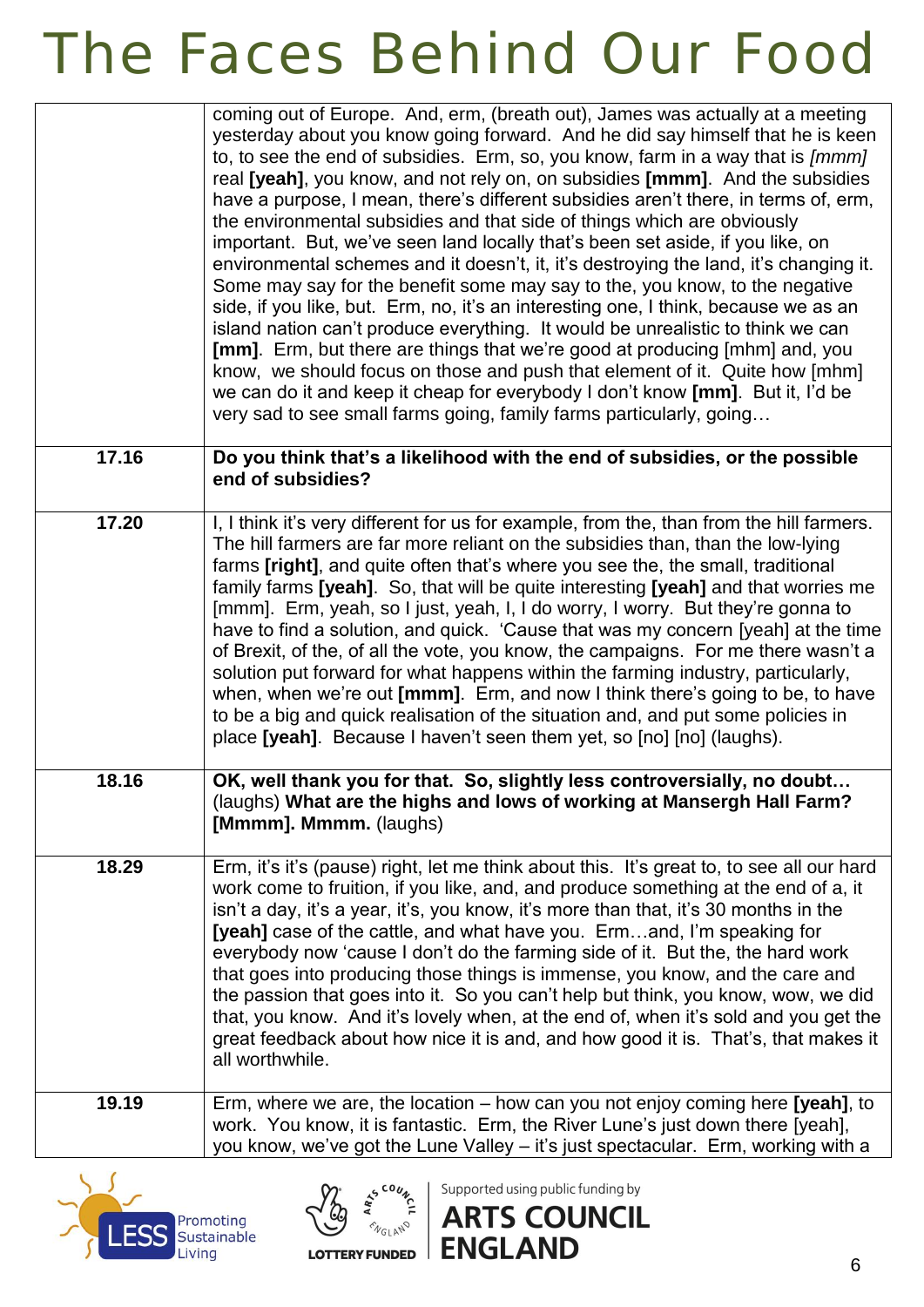| | |
|---|---|
| | coming out of Europe. And, erm, (breath out), James was actually at a meeting yesterday about you know going forward. And he did say himself that he is keen to, to see the end of subsidies. Erm, so, you know, farm in a way that is *[mmm]* real **[yeah]**, you know, and not rely on, on subsidies **[mmm]**. And the subsidies have a purpose, I mean, there's different subsidies aren't there, in terms of, erm, the environmental subsidies and that side of things which are obviously important. But, we've seen land locally that's been set aside, if you like, on environmental schemes and it doesn't, it, it's destroying the land, it's changing it. Some may say for the benefit some may say to the, you know, to the negative side, if you like, but. Erm, no, it's an interesting one, I think, because we as an island nation can't produce everything. It would be unrealistic to think we can **[mm]**. Erm, but there are things that we're good at producing [mhm] and, you know, we should focus on those and push that element of it. Quite how [mhm] we can do it and keep it cheap for everybody I don't know **[mm]**. But it, I'd be very sad to see small farms going, family farms particularly, going… |
| **17.16** | **Do you think that's a likelihood with the end of subsidies, or the possible end of subsidies?** |
| **17.20** | I, I think it's very different for us for example, from the, than from the hill farmers. The hill farmers are far more reliant on the subsidies than, than the low-lying farms **[right]**, and quite often that's where you see the, the small, traditional family farms **[yeah]**. So, that will be quite interesting **[yeah]** and that worries me [mmm]. Erm, yeah, so I just, yeah, I, I do worry, I worry. But they're gonna to have to find a solution, and quick. 'Cause that was my concern [yeah] at the time of Brexit, of the, of all the vote, you know, the campaigns. For me there wasn't a solution put forward for what happens within the farming industry, particularly, when, when we're out **[mmm]**. Erm, and now I think there's going to be, to have to be a big and quick realisation of the situation and, and put some policies in place **[yeah]**. Because I haven't seen them yet, so [no] [no] (laughs). |
| **18.16** | **OK, well thank you for that. So, slightly less controversially, no doubt…** (laughs) **What are the highs and lows of working at Mansergh Hall Farm? [Mmmm]. Mmmm.** (laughs) |
| **18.29** | Erm, it's it's (pause) right, let me think about this. It's great to, to see all our hard work come to fruition, if you like, and, and produce something at the end of a, it isn't a day, it's a year, it's, you know, it's more than that, it's 30 months in the **[yeah]** case of the cattle, and what have you. Erm…and, I'm speaking for everybody now 'cause I don't do the farming side of it. But the, the hard work that goes into producing those things is immense, you know, and the care and the passion that goes into it. So you can't help but think, you know, wow, we did that, you know. And it's lovely when, at the end of, when it's sold and you get the great feedback about how nice it is and, and how good it is. That's, that makes it all worthwhile. |
| **19.19** | Erm, where we are, the location – how can you not enjoy coming here **[yeah]**, to work. You know, it is fantastic. Erm, the River Lune's just down there [yeah], you know, we've got the Lune Valley – it's just spectacular. Erm, working with a |

LESS Promoting Sustainable Living

LOTTERY FUNDED

Supported using public funding by ARTS COUNCIL ENGLAND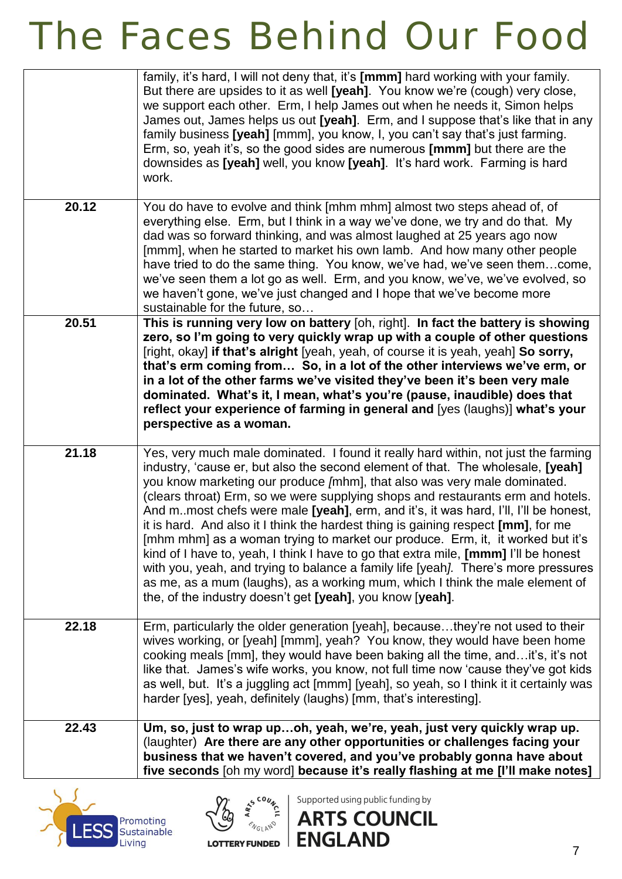# The Faces Behind Our Food

| | |
|---|---|
| | family, it's hard, I will not deny that, it's **[mmm]** hard working with your family. But there are upsides to it as well **[yeah]**. You know we're (cough) very close, we support each other. Erm, I help James out when he needs it, Simon helps James out, James helps us out **[yeah]**. Erm, and I suppose that's like that in any family business **[yeah]** [mmm], you know, I, you can't say that's just farming. Erm, so, yeah it's, so the good sides are numerous **[mmm]** but there are the downsides as **[yeah]** well, you know **[yeah]**. It's hard work. Farming is hard work. |
| **20.12** | You do have to evolve and think [mhm mhm] almost two steps ahead of, of everything else. Erm, but I think in a way we've done, we try and do that. My dad was so forward thinking, and was almost laughed at 25 years ago now [mmm], when he started to market his own lamb. And how many other people have tried to do the same thing. You know, we've had, we've seen them…come, we've seen them a lot go as well. Erm, and you know, we've, we've evolved, so we haven't gone, we've just changed and I hope that we've become more sustainable for the future, so… |
| **20.51** | **This is running very low on battery** [oh, right]. **In fact the battery is showing zero, so I'm going to very quickly wrap up with a couple of other questions** [right, okay] **if that's alright** [yeah, yeah, of course it is yeah, yeah] **So sorry, that's erm coming from… So, in a lot of the other interviews we've erm, or in a lot of the other farms we've visited they've been it's been very male dominated. What's it, I mean, what's you're (pause, inaudible) does that reflect your experience of farming in general and** [yes (laughs)] **what's your perspective as a woman.** |
| **21.18** | Yes, very much male dominated. I found it really hard within, not just the farming industry, 'cause er, but also the second element of that. The wholesale, **[yeah]** you know marketing our produce *[*mhm], that also was very male dominated. (clears throat) Erm, so we were supplying shops and restaurants erm and hotels. And m..most chefs were male **[yeah]**, erm, and it's, it was hard, I'll, I'll be honest, it is hard. And also it I think the hardest thing is gaining respect **[mm]**, for me [mhm mhm] as a woman trying to market our produce. Erm, it, it worked but it's kind of I have to, yeah, I think I have to go that extra mile, **[mmm]** I'll be honest with you, yeah, and trying to balance a family life [yeah*]*. There's more pressures as me, as a mum (laughs), as a working mum, which I think the male element of the, of the industry doesn't get **[yeah]**, you know [**yeah]**. |
| **22.18** | Erm, particularly the older generation [yeah], because…they're not used to their wives working, or [yeah] [mmm], yeah? You know, they would have been home cooking meals [mm], they would have been baking all the time, and…it's, it's not like that. James's wife works, you know, not full time now 'cause they've got kids as well, but. It's a juggling act [mmm] [yeah], so yeah, so I think it it certainly was harder [yes], yeah, definitely (laughs) [mm, that's interesting]. |
| **22.43** | **Um, so, just to wrap up…oh, yeah, we're, yeah, just very quickly wrap up.** (laughter) **Are there are any other opportunities or challenges facing your business that we haven't covered, and you've probably gonna have about five seconds** [oh my word] **because it's really flashing at me [I'll make notes]** |

LESS Promoting Sustainable Living

LOTTERY FUNDED — Supported using public funding by ARTS COUNCIL ENGLAND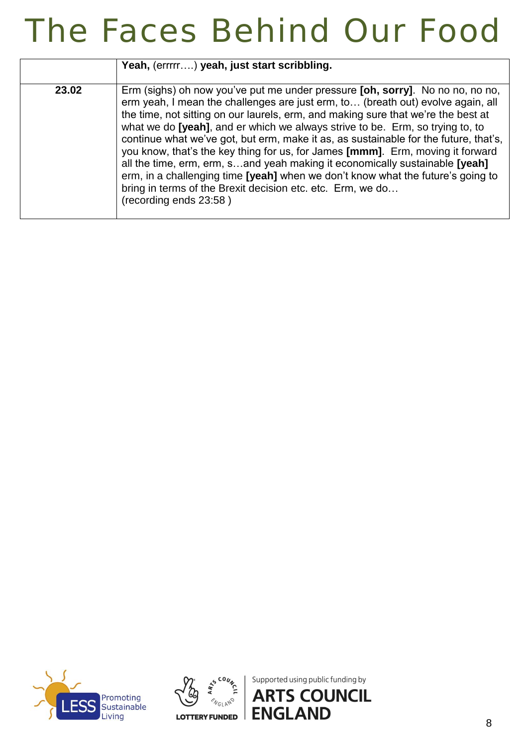| | |
|---|---|
| | **Yeah,** (errrrr….) **yeah, just start scribbling.** |
| **23.02** | Erm (sighs) oh now you've put me under pressure **[oh, sorry]**. No no no, no no, erm yeah, I mean the challenges are just erm, to… (breath out) evolve again, all the time, not sitting on our laurels, erm, and making sure that we're the best at what we do **[yeah]**, and er which we always strive to be. Erm, so trying to, to continue what we've got, but erm, make it as, as sustainable for the future, that's, you know, that's the key thing for us, for James **[mmm]**. Erm, moving it forward all the time, erm, erm, s…and yeah making it economically sustainable **[yeah]** erm, in a challenging time **[yeah]** when we don't know what the future's going to bring in terms of the Brexit decision etc. etc. Erm, we do… (recording ends 23:58 ) |